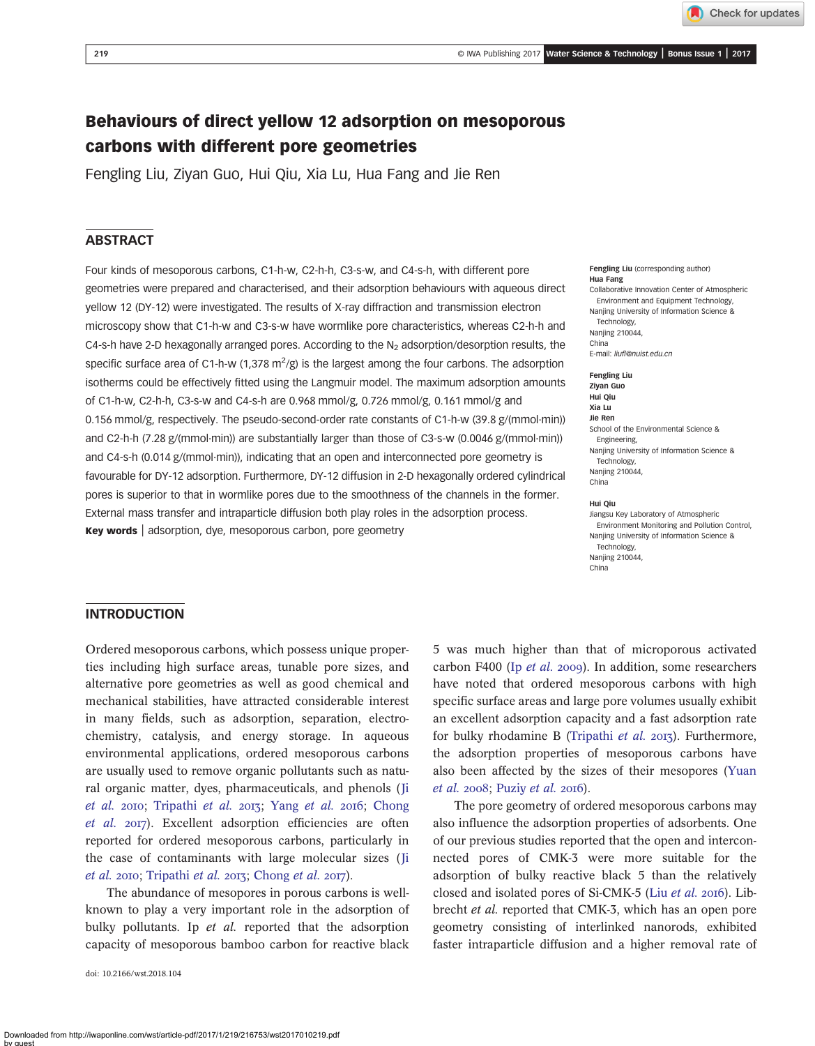# Behaviours of direct yellow 12 adsorption on mesoporous carbons with different pore geometries

Fengling Liu, Ziyan Guo, Hui Qiu, Xia Lu, Hua Fang and Jie Ren

## ABSTRACT

Four kinds of mesoporous carbons, C1-h-w, C2-h-h, C3-s-w, and C4-s-h, with different pore geometries were prepared and characterised, and their adsorption behaviours with aqueous direct yellow 12 (DY-12) were investigated. The results of X-ray diffraction and transmission electron microscopy show that C1-h-w and C3-s-w have wormlike pore characteristics, whereas C2-h-h and C4-s-h have 2-D hexagonally arranged pores. According to the $N_2$ adsorption/desorption results, the specific surface area of C1-h-w (1,378 $m^2$/g) is the largest among the four carbons. The adsorption isotherms could be effectively fitted using the Langmuir model. The maximum adsorption amounts of C1-h-w, C2-h-h, C3-s-w and C4-s-h are 0.968 mmol/g, 0.726 mmol/g, 0.161 mmol/g and 0.156 mmol/g, respectively. The pseudo-second-order rate constants of C1-h-w (39.8 g/(mmol·min)) and C2-h-h (7.28 g/(mmol·min)) are substantially larger than those of C3-s-w (0.0046 g/(mmol·min)) and C4-s-h (0.014 g/(mmol·min)), indicating that an open and interconnected pore geometry is favourable for DY-12 adsorption. Furthermore, DY-12 diffusion in 2-D hexagonally ordered cylindrical pores is superior to that in wormlike pores due to the smoothness of the channels in the former. External mass transfer and intraparticle diffusion both play roles in the adsorption process.

**Key words** | adsorption, dye, mesoporous carbon, pore geometry

**Fengling Liu** (corresponding author)
**Hua Fang**
Collaborative Innovation Center of Atmospheric Environment and Equipment Technology,
Nanjing University of Information Science & Technology,
Nanjing 210044,
China
E-mail: *liufl@nuist.edu.cn*

**Fengling Liu**
**Ziyan Guo**
**Hui Qiu**
**Xia Lu**
**Jie Ren**
School of the Environmental Science & Engineering,
Nanjing University of Information Science & Technology,
Nanjing 210044,
China

**Hui Qiu**
Jiangsu Key Laboratory of Atmospheric Environment Monitoring and Pollution Control,
Nanjing University of Information Science & Technology,
Nanjing 210044,
China

## INTRODUCTION

Ordered mesoporous carbons, which possess unique properties including high surface areas, tunable pore sizes, and alternative pore geometries as well as good chemical and mechanical stabilities, have attracted considerable interest in many fields, such as adsorption, separation, electrochemistry, catalysis, and energy storage. In aqueous environmental applications, ordered mesoporous carbons are usually used to remove organic pollutants such as natural organic matter, dyes, pharmaceuticals, and phenols (Ji *et al.* 2010; Tripathi *et al.* 2013; Yang *et al.* 2016; Chong *et al.* 2017). Excellent adsorption efficiencies are often reported for ordered mesoporous carbons, particularly in the case of contaminants with large molecular sizes (Ji *et al.* 2010; Tripathi *et al.* 2013; Chong *et al.* 2017).

The abundance of mesopores in porous carbons is well-known to play a very important role in the adsorption of bulky pollutants. Ip *et al.* reported that the adsorption capacity of mesoporous bamboo carbon for reactive black 5 was much higher than that of microporous activated carbon F400 (Ip *et al.* 2009). In addition, some researchers have noted that ordered mesoporous carbons with high specific surface areas and large pore volumes usually exhibit an excellent adsorption capacity and a fast adsorption rate for bulky rhodamine B (Tripathi *et al.* 2013). Furthermore, the adsorption properties of mesoporous carbons have also been affected by the sizes of their mesopores (Yuan *et al.* 2008; Puziy *et al.* 2016).

The pore geometry of ordered mesoporous carbons may also influence the adsorption properties of adsorbents. One of our previous studies reported that the open and interconnected pores of CMK-3 were more suitable for the adsorption of bulky reactive black 5 than the relatively closed and isolated pores of Si-CMK-5 (Liu *et al.* 2016). Libbrecht *et al.* reported that CMK-3, which has an open pore geometry consisting of interlinked nanorods, exhibited faster intraparticle diffusion and a higher removal rate of

doi: 10.2166/wst.2018.104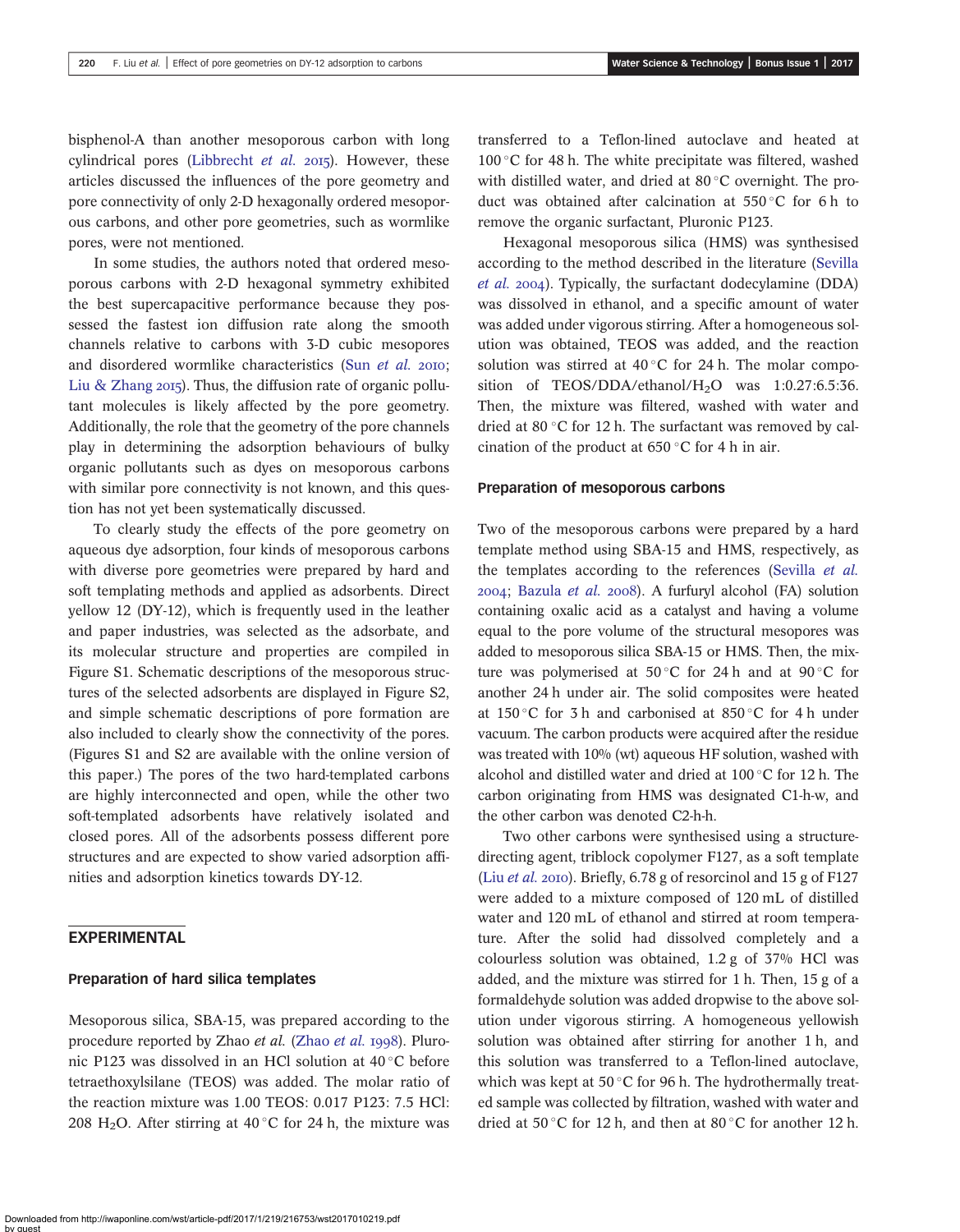bisphenol-A than another mesoporous carbon with long cylindrical pores (Libbrecht *et al.* 2015). However, these articles discussed the influences of the pore geometry and pore connectivity of only 2-D hexagonally ordered mesoporous carbons, and other pore geometries, such as wormlike pores, were not mentioned.

In some studies, the authors noted that ordered mesoporous carbons with 2-D hexagonal symmetry exhibited the best supercapacitive performance because they possessed the fastest ion diffusion rate along the smooth channels relative to carbons with 3-D cubic mesopores and disordered wormlike characteristics (Sun *et al.* 2010; Liu & Zhang 2015). Thus, the diffusion rate of organic pollutant molecules is likely affected by the pore geometry. Additionally, the role that the geometry of the pore channels play in determining the adsorption behaviours of bulky organic pollutants such as dyes on mesoporous carbons with similar pore connectivity is not known, and this question has not yet been systematically discussed.

To clearly study the effects of the pore geometry on aqueous dye adsorption, four kinds of mesoporous carbons with diverse pore geometries were prepared by hard and soft templating methods and applied as adsorbents. Direct yellow 12 (DY-12), which is frequently used in the leather and paper industries, was selected as the adsorbate, and its molecular structure and properties are compiled in Figure S1. Schematic descriptions of the mesoporous structures of the selected adsorbents are displayed in Figure S2, and simple schematic descriptions of pore formation are also included to clearly show the connectivity of the pores. (Figures S1 and S2 are available with the online version of this paper.) The pores of the two hard-templated carbons are highly interconnected and open, while the other two soft-templated adsorbents have relatively isolated and closed pores. All of the adsorbents possess different pore structures and are expected to show varied adsorption affinities and adsorption kinetics towards DY-12.

## EXPERIMENTAL

### Preparation of hard silica templates

Mesoporous silica, SBA-15, was prepared according to the procedure reported by Zhao *et al.* (Zhao *et al.* 1998). Pluronic P123 was dissolved in an HCl solution at 40 °C before tetraethoxylsilane (TEOS) was added. The molar ratio of the reaction mixture was 1.00 TEOS: 0.017 P123: 7.5 HCl: 208 $H_2O$. After stirring at 40 °C for 24 h, the mixture was transferred to a Teflon-lined autoclave and heated at 100 °C for 48 h. The white precipitate was filtered, washed with distilled water, and dried at 80 °C overnight. The product was obtained after calcination at 550 °C for 6 h to remove the organic surfactant, Pluronic P123.

Hexagonal mesoporous silica (HMS) was synthesised according to the method described in the literature (Sevilla *et al.* 2004). Typically, the surfactant dodecylamine (DDA) was dissolved in ethanol, and a specific amount of water was added under vigorous stirring. After a homogeneous solution was obtained, TEOS was added, and the reaction solution was stirred at 40 °C for 24 h. The molar composition of TEOS/DDA/ethanol/$H_2O$ was 1:0.27:6.5:36. Then, the mixture was filtered, washed with water and dried at 80 °C for 12 h. The surfactant was removed by calcination of the product at 650 °C for 4 h in air.

### Preparation of mesoporous carbons

Two of the mesoporous carbons were prepared by a hard template method using SBA-15 and HMS, respectively, as the templates according to the references (Sevilla *et al.* 2004; Bazula *et al.* 2008). A furfuryl alcohol (FA) solution containing oxalic acid as a catalyst and having a volume equal to the pore volume of the structural mesopores was added to mesoporous silica SBA-15 or HMS. Then, the mixture was polymerised at 50 °C for 24 h and at 90 °C for another 24 h under air. The solid composites were heated at 150 °C for 3 h and carbonised at 850 °C for 4 h under vacuum. The carbon products were acquired after the residue was treated with 10% (wt) aqueous HF solution, washed with alcohol and distilled water and dried at 100 °C for 12 h. The carbon originating from HMS was designated C1-h-w, and the other carbon was denoted C2-h-h.

Two other carbons were synthesised using a structure-directing agent, triblock copolymer F127, as a soft template (Liu *et al.* 2010). Briefly, 6.78 g of resorcinol and 15 g of F127 were added to a mixture composed of 120 mL of distilled water and 120 mL of ethanol and stirred at room temperature. After the solid had dissolved completely and a colourless solution was obtained, 1.2 g of 37% HCl was added, and the mixture was stirred for 1 h. Then, 15 g of a formaldehyde solution was added dropwise to the above solution under vigorous stirring. A homogeneous yellowish solution was obtained after stirring for another 1 h, and this solution was transferred to a Teflon-lined autoclave, which was kept at 50 °C for 96 h. The hydrothermally treated sample was collected by filtration, washed with water and dried at 50 °C for 12 h, and then at 80 °C for another 12 h.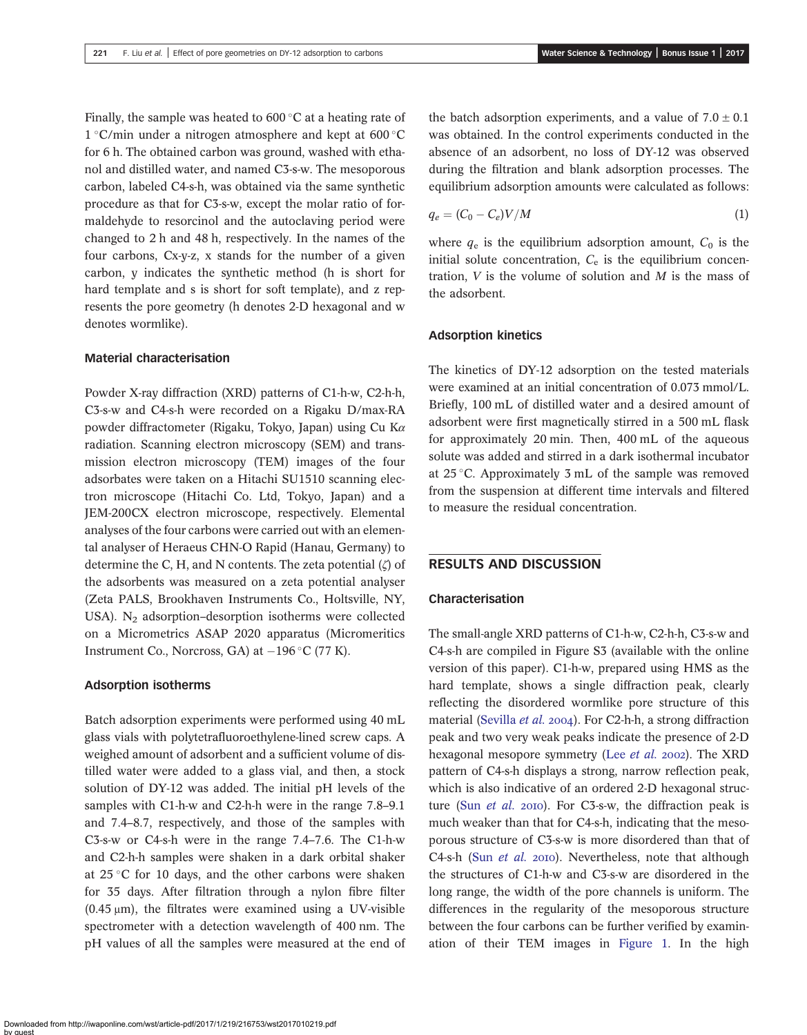Finally, the sample was heated to 600 °C at a heating rate of 1 °C/min under a nitrogen atmosphere and kept at 600 °C for 6 h. The obtained carbon was ground, washed with ethanol and distilled water, and named C3-s-w. The mesoporous carbon, labeled C4-s-h, was obtained via the same synthetic procedure as that for C3-s-w, except the molar ratio of formaldehyde to resorcinol and the autoclaving period were changed to 2 h and 48 h, respectively. In the names of the four carbons, Cx-y-z, x stands for the number of a given carbon, y indicates the synthetic method (h is short for hard template and s is short for soft template), and z represents the pore geometry (h denotes 2-D hexagonal and w denotes wormlike).

### Material characterisation

Powder X-ray diffraction (XRD) patterns of C1-h-w, C2-h-h, C3-s-w and C4-s-h were recorded on a Rigaku D/max-RA powder diffractometer (Rigaku, Tokyo, Japan) using Cu K$\alpha$ radiation. Scanning electron microscopy (SEM) and transmission electron microscopy (TEM) images of the four adsorbates were taken on a Hitachi SU1510 scanning electron microscope (Hitachi Co. Ltd, Tokyo, Japan) and a JEM-200CX electron microscope, respectively. Elemental analyses of the four carbons were carried out with an elemental analyser of Heraeus CHN-O Rapid (Hanau, Germany) to determine the C, H, and N contents. The zeta potential ($\zeta$) of the adsorbents was measured on a zeta potential analyser (Zeta PALS, Brookhaven Instruments Co., Holtsville, NY, USA). $N_2$ adsorption–desorption isotherms were collected on a Micrometrics ASAP 2020 apparatus (Micromeritics Instrument Co., Norcross, GA) at −196 °C (77 K).

### Adsorption isotherms

Batch adsorption experiments were performed using 40 mL glass vials with polytetrafluoroethylene-lined screw caps. A weighed amount of adsorbent and a sufficient volume of distilled water were added to a glass vial, and then, a stock solution of DY-12 was added. The initial pH levels of the samples with C1-h-w and C2-h-h were in the range 7.8–9.1 and 7.4–8.7, respectively, and those of the samples with C3-s-w or C4-s-h were in the range 7.4–7.6. The C1-h-w and C2-h-h samples were shaken in a dark orbital shaker at 25 °C for 10 days, and the other carbons were shaken for 35 days. After filtration through a nylon fibre filter (0.45 μm), the filtrates were examined using a UV-visible spectrometer with a detection wavelength of 400 nm. The pH values of all the samples were measured at the end of the batch adsorption experiments, and a value of 7.0 ± 0.1 was obtained. In the control experiments conducted in the absence of an adsorbent, no loss of DY-12 was observed during the filtration and blank adsorption processes. The equilibrium adsorption amounts were calculated as follows:

$$q_e = (C_0 - C_e)V/M \tag{1}$$

where $q_e$ is the equilibrium adsorption amount, $C_0$ is the initial solute concentration, $C_e$ is the equilibrium concentration, $V$ is the volume of solution and $M$ is the mass of the adsorbent.

### Adsorption kinetics

The kinetics of DY-12 adsorption on the tested materials were examined at an initial concentration of 0.073 mmol/L. Briefly, 100 mL of distilled water and a desired amount of adsorbent were first magnetically stirred in a 500 mL flask for approximately 20 min. Then, 400 mL of the aqueous solute was added and stirred in a dark isothermal incubator at 25 °C. Approximately 3 mL of the sample was removed from the suspension at different time intervals and filtered to measure the residual concentration.

## RESULTS AND DISCUSSION

### Characterisation

The small-angle XRD patterns of C1-h-w, C2-h-h, C3-s-w and C4-s-h are compiled in Figure S3 (available with the online version of this paper). C1-h-w, prepared using HMS as the hard template, shows a single diffraction peak, clearly reflecting the disordered wormlike pore structure of this material (Sevilla *et al.* 2004). For C2-h-h, a strong diffraction peak and two very weak peaks indicate the presence of 2-D hexagonal mesopore symmetry (Lee *et al.* 2002). The XRD pattern of C4-s-h displays a strong, narrow reflection peak, which is also indicative of an ordered 2-D hexagonal structure (Sun *et al.* 2010). For C3-s-w, the diffraction peak is much weaker than that for C4-s-h, indicating that the mesoporous structure of C3-s-w is more disordered than that of C4-s-h (Sun *et al.* 2010). Nevertheless, note that although the structures of C1-h-w and C3-s-w are disordered in the long range, the width of the pore channels is uniform. The differences in the regularity of the mesoporous structure between the four carbons can be further verified by examination of their TEM images in Figure 1. In the high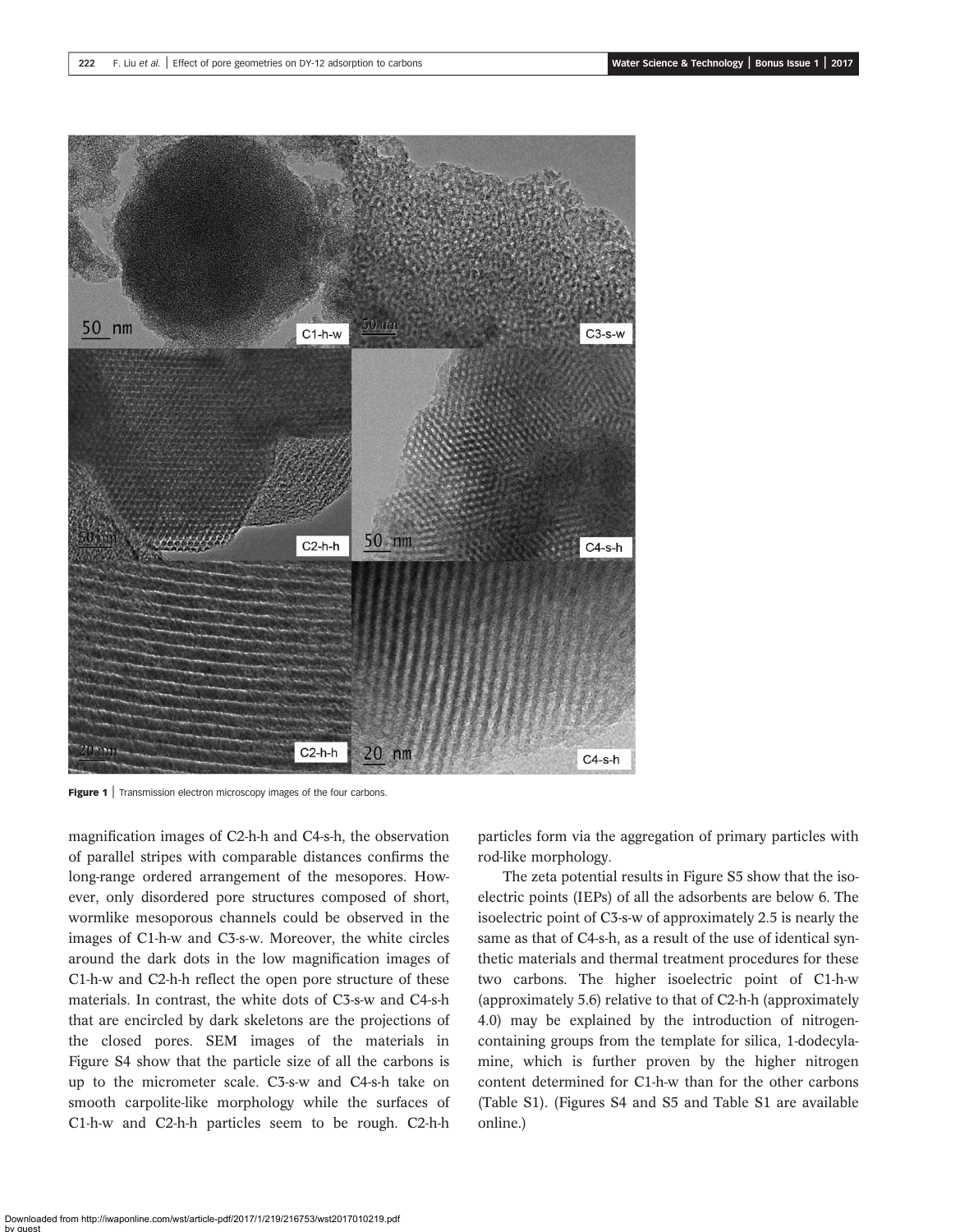Figure 1 | Transmission electron microscopy images of the four carbons.

magnification images of C2-h-h and C4-s-h, the observation of parallel stripes with comparable distances confirms the long-range ordered arrangement of the mesopores. However, only disordered pore structures composed of short, wormlike mesoporous channels could be observed in the images of C1-h-w and C3-s-w. Moreover, the white circles around the dark dots in the low magnification images of C1-h-w and C2-h-h reflect the open pore structure of these materials. In contrast, the white dots of C3-s-w and C4-s-h that are encircled by dark skeletons are the projections of the closed pores. SEM images of the materials in Figure S4 show that the particle size of all the carbons is up to the micrometer scale. C3-s-w and C4-s-h take on smooth carpolite-like morphology while the surfaces of C1-h-w and C2-h-h particles seem to be rough. C2-h-h particles form via the aggregation of primary particles with rod-like morphology.

The zeta potential results in Figure S5 show that the isoelectric points (IEPs) of all the adsorbents are below 6. The isoelectric point of C3-s-w of approximately 2.5 is nearly the same as that of C4-s-h, as a result of the use of identical synthetic materials and thermal treatment procedures for these two carbons. The higher isoelectric point of C1-h-w (approximately 5.6) relative to that of C2-h-h (approximately 4.0) may be explained by the introduction of nitrogen-containing groups from the template for silica, 1-dodecylamine, which is further proven by the higher nitrogen content determined for C1-h-w than for the other carbons (Table S1). (Figures S4 and S5 and Table S1 are available online.)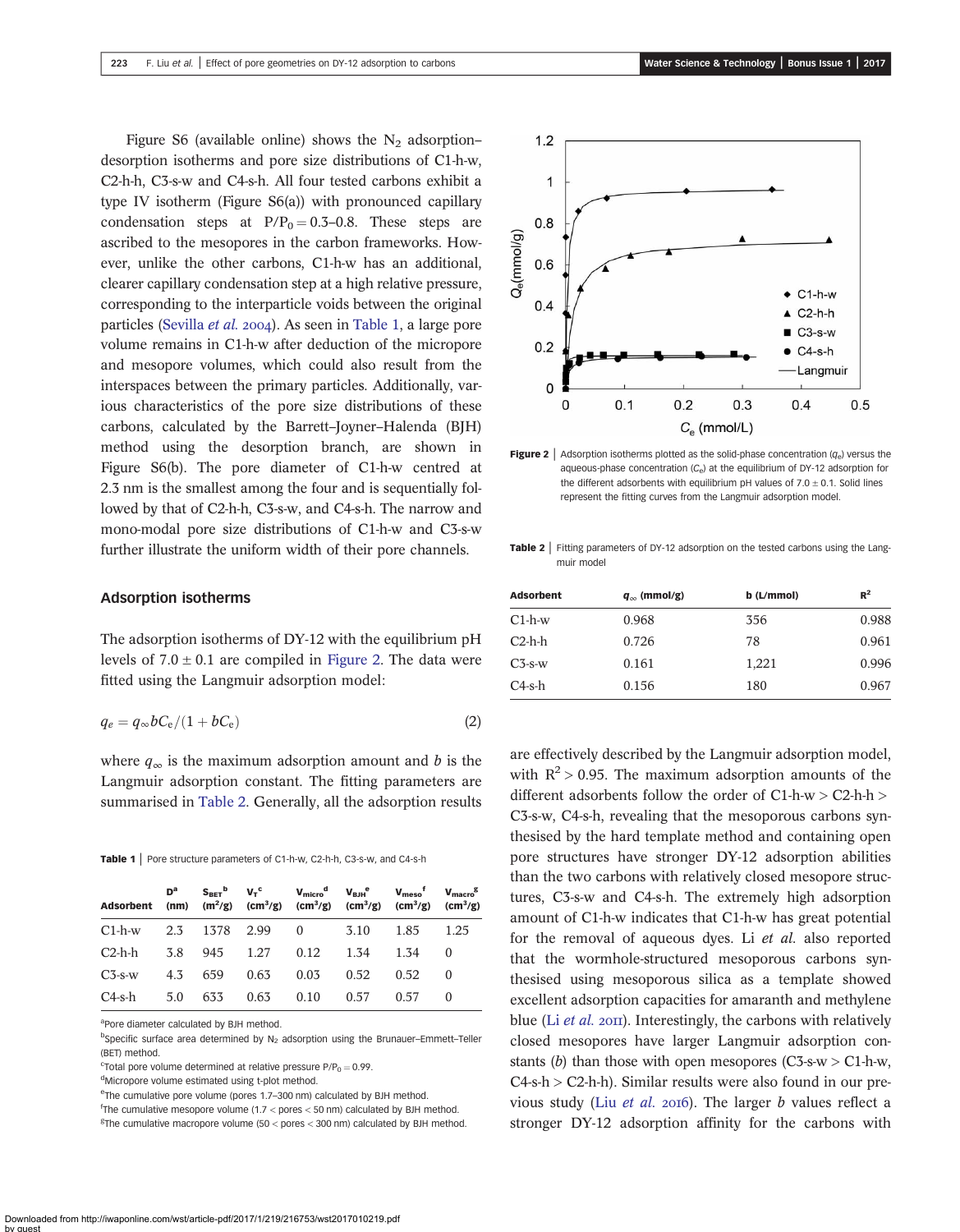Figure S6 (available online) shows the $N_2$ adsorption–desorption isotherms and pore size distributions of C1-h-w, C2-h-h, C3-s-w and C4-s-h. All four tested carbons exhibit a type IV isotherm (Figure S6(a)) with pronounced capillary condensation steps at $P/P_0 = 0.3$–$0.8$. These steps are ascribed to the mesopores in the carbon frameworks. However, unlike the other carbons, C1-h-w has an additional, clearer capillary condensation step at a high relative pressure, corresponding to the interparticle voids between the original particles (Sevilla *et al.* 2004). As seen in Table 1, a large pore volume remains in C1-h-w after deduction of the micropore and mesopore volumes, which could also result from the interspaces between the primary particles. Additionally, various characteristics of the pore size distributions of these carbons, calculated by the Barrett–Joyner–Halenda (BJH) method using the desorption branch, are shown in Figure S6(b). The pore diameter of C1-h-w centred at 2.3 nm is the smallest among the four and is sequentially followed by that of C2-h-h, C3-s-w, and C4-s-h. The narrow and mono-modal pore size distributions of C1-h-w and C3-s-w further illustrate the uniform width of their pore channels.

## Adsorption isotherms

The adsorption isotherms of DY-12 with the equilibrium pH levels of $7.0 \pm 0.1$ are compiled in Figure 2. The data were fitted using the Langmuir adsorption model:

$$q_e = q_\infty b C_e / (1 + b C_e) \quad (2)$$

where $q_\infty$ is the maximum adsorption amount and $b$ is the Langmuir adsorption constant. The fitting parameters are summarised in Table 2. Generally, all the adsorption results are effectively described by the Langmuir adsorption model, with $R^2 > 0.95$. The maximum adsorption amounts of the different adsorbents follow the order of C1-h-w > C2-h-h > C3-s-w, C4-s-h, revealing that the mesoporous carbons synthesised by the hard template method and containing open pore structures have stronger DY-12 adsorption abilities than the two carbons with relatively closed mesopore structures, C3-s-w and C4-s-h. The extremely high adsorption amount of C1-h-w indicates that C1-h-w has great potential for the removal of aqueous dyes. Li *et al.* also reported that the wormhole-structured mesoporous carbons synthesised using mesoporous silica as a template showed excellent adsorption capacities for amaranth and methylene blue (Li *et al.* 2011). Interestingly, the carbons with relatively closed mesopores have larger Langmuir adsorption constants ($b$) than those with open mesopores (C3-s-w > C1-h-w, C4-s-h > C2-h-h). Similar results were also found in our previous study (Liu *et al.* 2016). The larger $b$ values reflect a stronger DY-12 adsorption affinity for the carbons with

**Table 1** | Pore structure parameters of C1-h-w, C2-h-h, C3-s-w, and C4-s-h

| Adsorbent | D[a] (nm) | $S_{BET}$[b] ($m^2$/g) | $V_T$[c] ($cm^3$/g) | $V_{micro}$[d] ($cm^3$/g) | $V_{BJH}$[e] ($cm^3$/g) | $V_{meso}$[f] ($cm^3$/g) | $V_{macro}$[g] ($cm^3$/g) |
|---|---|---|---|---|---|---|---|
| C1-h-w | 2.3 | 1378 | 2.99 | 0 | 3.10 | 1.85 | 1.25 |
| C2-h-h | 3.8 | 945 | 1.27 | 0.12 | 1.34 | 1.34 | 0 |
| C3-s-w | 4.3 | 659 | 0.63 | 0.03 | 0.52 | 0.52 | 0 |
| C4-s-h | 5.0 | 633 | 0.63 | 0.10 | 0.57 | 0.57 | 0 |

[a]Pore diameter calculated by BJH method.
[b]Specific surface area determined by $N_2$ adsorption using the Brunauer–Emmett–Teller (BET) method.
[c]Total pore volume determined at relative pressure $P/P_0 = 0.99$.
[d]Micropore volume estimated using t-plot method.
[e]The cumulative pore volume (pores 1.7–300 nm) calculated by BJH method.
[f]The cumulative mesopore volume (1.7 < pores < 50 nm) calculated by BJH method.
[g]The cumulative macropore volume (50 < pores < 300 nm) calculated by BJH method.

**Figure 2** | Adsorption isotherms plotted as the solid-phase concentration ($q_e$) versus the aqueous-phase concentration ($C_e$) at the equilibrium of DY-12 adsorption for the different adsorbents with equilibrium pH values of $7.0 \pm 0.1$. Solid lines represent the fitting curves from the Langmuir adsorption model.

**Table 2** | Fitting parameters of DY-12 adsorption on the tested carbons using the Langmuir model

| Adsorbent | $q_\infty$ (mmol/g) | b (L/mmol) | $R^2$ |
|---|---|---|---|
| C1-h-w | 0.968 | 356 | 0.988 |
| C2-h-h | 0.726 | 78 | 0.961 |
| C3-s-w | 0.161 | 1,221 | 0.996 |
| C4-s-h | 0.156 | 180 | 0.967 |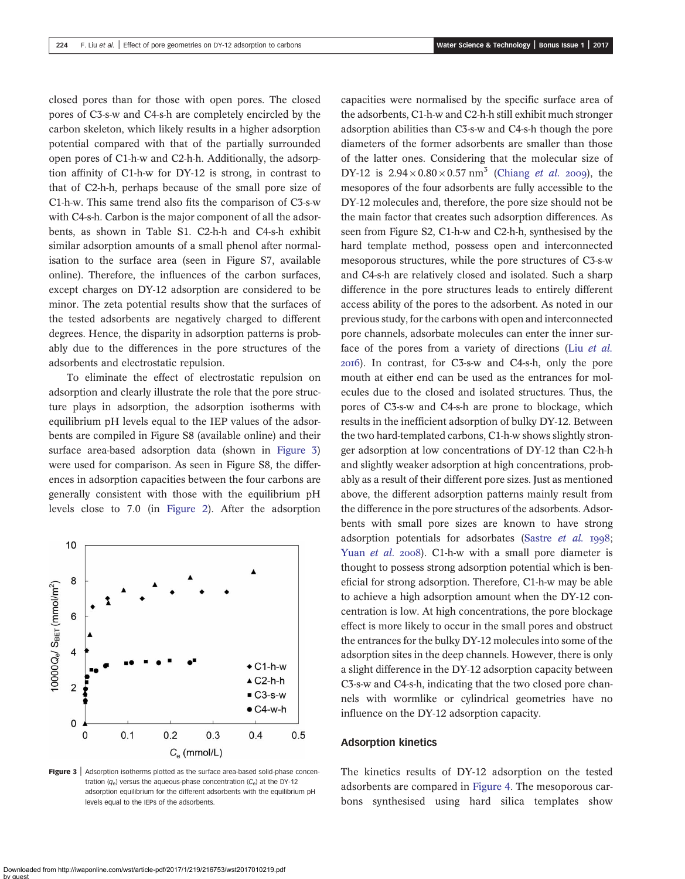closed pores than for those with open pores. The closed pores of C3-s-w and C4-s-h are completely encircled by the carbon skeleton, which likely results in a higher adsorption potential compared with that of the partially surrounded open pores of C1-h-w and C2-h-h. Additionally, the adsorption affinity of C1-h-w for DY-12 is strong, in contrast to that of C2-h-h, perhaps because of the small pore size of C1-h-w. This same trend also fits the comparison of C3-s-w with C4-s-h. Carbon is the major component of all the adsorbents, as shown in Table S1. C2-h-h and C4-s-h exhibit similar adsorption amounts of a small phenol after normalisation to the surface area (seen in Figure S7, available online). Therefore, the influences of the carbon surfaces, except charges on DY-12 adsorption are considered to be minor. The zeta potential results show that the surfaces of the tested adsorbents are negatively charged to different degrees. Hence, the disparity in adsorption patterns is probably due to the differences in the pore structures of the adsorbents and electrostatic repulsion.

To eliminate the effect of electrostatic repulsion on adsorption and clearly illustrate the role that the pore structure plays in adsorption, the adsorption isotherms with equilibrium pH levels equal to the IEP values of the adsorbents are compiled in Figure S8 (available online) and their surface area-based adsorption data (shown in Figure 3) were used for comparison. As seen in Figure S8, the differences in adsorption capacities between the four carbons are generally consistent with those with the equilibrium pH levels close to 7.0 (in Figure 2). After the adsorption capacities were normalised by the specific surface area of the adsorbents, C1-h-w and C2-h-h still exhibit much stronger adsorption abilities than C3-s-w and C4-s-h though the pore diameters of the former adsorbents are smaller than those of the latter ones. Considering that the molecular size of DY-12 is $2.94 \times 0.80 \times 0.57$ $nm^3$ (Chiang *et al.* 2009), the mesopores of the four adsorbents are fully accessible to the DY-12 molecules and, therefore, the pore size should not be the main factor that creates such adsorption differences. As seen from Figure S2, C1-h-w and C2-h-h, synthesised by the hard template method, possess open and interconnected mesoporous structures, while the pore structures of C3-s-w and C4-s-h are relatively closed and isolated. Such a sharp difference in the pore structures leads to entirely different access ability of the pores to the adsorbent. As noted in our previous study, for the carbons with open and interconnected pore channels, adsorbate molecules can enter the inner surface of the pores from a variety of directions (Liu *et al.* 2016). In contrast, for C3-s-w and C4-s-h, only the pore mouth at either end can be used as the entrances for molecules due to the closed and isolated structures. Thus, the pores of C3-s-w and C4-s-h are prone to blockage, which results in the inefficient adsorption of bulky DY-12. Between the two hard-templated carbons, C1-h-w shows slightly stronger adsorption at low concentrations of DY-12 than C2-h-h and slightly weaker adsorption at high concentrations, probably as a result of their different pore sizes. Just as mentioned above, the different adsorption patterns mainly result from the difference in the pore structures of the adsorbents. Adsorbents with small pore sizes are known to have strong adsorption potentials for adsorbates (Sastre *et al.* 1998; Yuan *et al.* 2008). C1-h-w with a small pore diameter is thought to possess strong adsorption potential which is beneficial for strong adsorption. Therefore, C1-h-w may be able to achieve a high adsorption amount when the DY-12 concentration is low. At high concentrations, the pore blockage effect is more likely to occur in the small pores and obstruct the entrances for the bulky DY-12 molecules into some of the adsorption sites in the deep channels. However, there is only a slight difference in the DY-12 adsorption capacity between C3-s-w and C4-s-h, indicating that the two closed pore channels with wormlike or cylindrical geometries have no influence on the DY-12 adsorption capacity.

**Figure 3** | Adsorption isotherms plotted as the surface area-based solid-phase concentration ($q_e$) versus the aqueous-phase concentration ($C_e$) at the DY-12 adsorption equilibrium for the different adsorbents with the equilibrium pH levels equal to the IEPs of the adsorbents.

## Adsorption kinetics

The kinetics results of DY-12 adsorption on the tested adsorbents are compared in Figure 4. The mesoporous carbons synthesised using hard silica templates show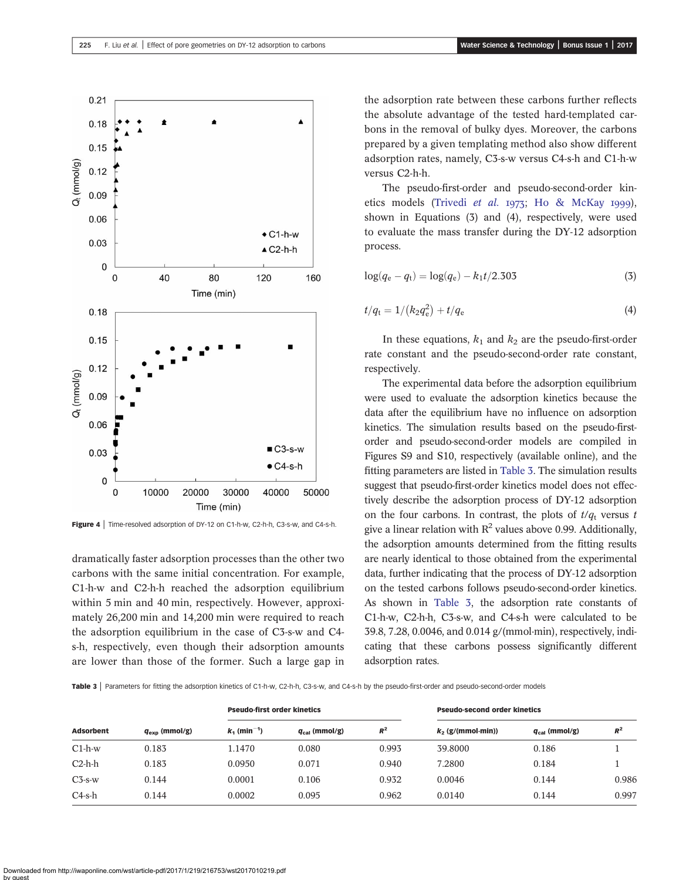Figure 4 | Time-resolved adsorption of DY-12 on C1-h-w, C2-h-h, C3-s-w, and C4-s-h.

dramatically faster adsorption processes than the other two carbons with the same initial concentration. For example, C1-h-w and C2-h-h reached the adsorption equilibrium within 5 min and 40 min, respectively. However, approximately 26,200 min and 14,200 min were required to reach the adsorption equilibrium in the case of C3-s-w and C4-s-h, respectively, even though their adsorption amounts are lower than those of the former. Such a large gap in the adsorption rate between these carbons further reflects the absolute advantage of the tested hard-templated carbons in the removal of bulky dyes. Moreover, the carbons prepared by a given templating method also show different adsorption rates, namely, C3-s-w versus C4-s-h and C1-h-w versus C2-h-h.

The pseudo-first-order and pseudo-second-order kinetics models (Trivedi *et al.* 1973; Ho & McKay 1999), shown in Equations (3) and (4), respectively, were used to evaluate the mass transfer during the DY-12 adsorption process.

$$\log(q_e - q_t) = \log(q_e) - k_1 t/2.303 \tag{3}$$

$$t/q_t = 1/(k_2 q_e^2) + t/q_e \tag{4}$$

In these equations, $k_1$ and $k_2$ are the pseudo-first-order rate constant and the pseudo-second-order rate constant, respectively.

The experimental data before the adsorption equilibrium were used to evaluate the adsorption kinetics because the data after the equilibrium have no influence on adsorption kinetics. The simulation results based on the pseudo-first-order and pseudo-second-order models are compiled in Figures S9 and S10, respectively (available online), and the fitting parameters are listed in Table 3. The simulation results suggest that pseudo-first-order kinetics model does not effectively describe the adsorption process of DY-12 adsorption on the four carbons. In contrast, the plots of $t/q_t$ versus $t$ give a linear relation with $R^2$ values above 0.99. Additionally, the adsorption amounts determined from the fitting results are nearly identical to those obtained from the experimental data, further indicating that the process of DY-12 adsorption on the tested carbons follows pseudo-second-order kinetics. As shown in Table 3, the adsorption rate constants of C1-h-w, C2-h-h, C3-s-w, and C4-s-h were calculated to be 39.8, 7.28, 0.0046, and 0.014 g/(mmol·min), respectively, indicating that these carbons possess significantly different adsorption rates.

Table 3 | Parameters for fitting the adsorption kinetics of C1-h-w, C2-h-h, C3-s-w, and C4-s-h by the pseudo-first-order and pseudo-second-order models

| | | Pseudo-first order kinetics | | | Pseudo-second order kinetics | | |
|---|---|---|---|---|---|---|---|
| Adsorbent | $q_{exp}$ (mmol/g) | $k_1$ ($min^{-1}$) | $q_{cal}$ (mmol/g) | $R^2$ | $k_2$ (g/(mmol·min)) | $q_{cal}$ (mmol/g) | $R^2$ |
| C1-h-w | 0.183 | 1.1470 | 0.080 | 0.993 | 39.8000 | 0.186 | 1 |
| C2-h-h | 0.183 | 0.0950 | 0.071 | 0.940 | 7.2800 | 0.184 | 1 |
| C3-s-w | 0.144 | 0.0001 | 0.106 | 0.932 | 0.0046 | 0.144 | 0.986 |
| C4-s-h | 0.144 | 0.0002 | 0.095 | 0.962 | 0.0140 | 0.144 | 0.997 |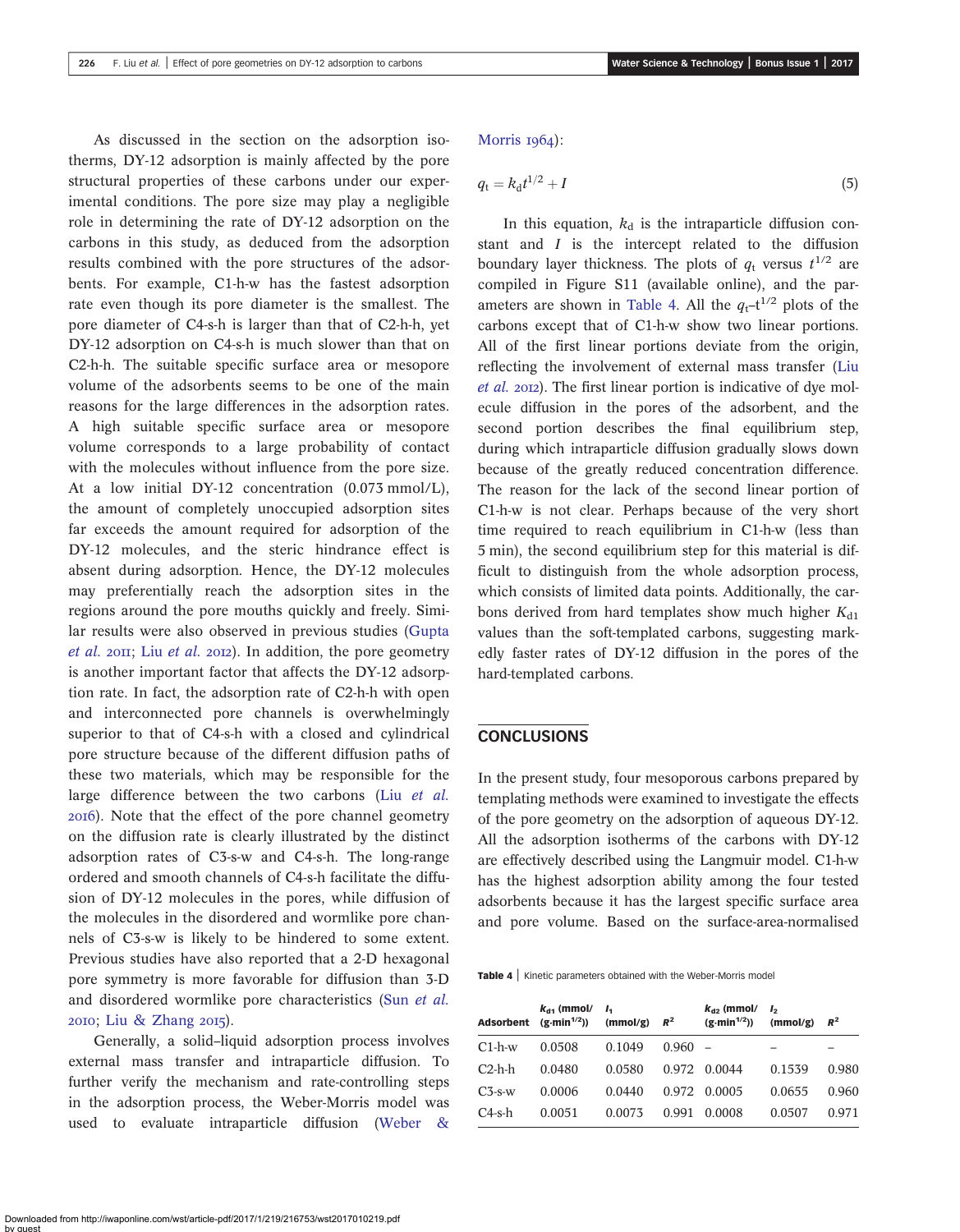As discussed in the section on the adsorption isotherms, DY-12 adsorption is mainly affected by the pore structural properties of these carbons under our experimental conditions. The pore size may play a negligible role in determining the rate of DY-12 adsorption on the carbons in this study, as deduced from the adsorption results combined with the pore structures of the adsorbents. For example, C1-h-w has the fastest adsorption rate even though its pore diameter is the smallest. The pore diameter of C4-s-h is larger than that of C2-h-h, yet DY-12 adsorption on C4-s-h is much slower than that on C2-h-h. The suitable specific surface area or mesopore volume of the adsorbents seems to be one of the main reasons for the large differences in the adsorption rates. A high suitable specific surface area or mesopore volume corresponds to a large probability of contact with the molecules without influence from the pore size. At a low initial DY-12 concentration (0.073 mmol/L), the amount of completely unoccupied adsorption sites far exceeds the amount required for adsorption of the DY-12 molecules, and the steric hindrance effect is absent during adsorption. Hence, the DY-12 molecules may preferentially reach the adsorption sites in the regions around the pore mouths quickly and freely. Similar results were also observed in previous studies (Gupta *et al.* 2011; Liu *et al.* 2012). In addition, the pore geometry is another important factor that affects the DY-12 adsorption rate. In fact, the adsorption rate of C2-h-h with open and interconnected pore channels is overwhelmingly superior to that of C4-s-h with a closed and cylindrical pore structure because of the different diffusion paths of these two materials, which may be responsible for the large difference between the two carbons (Liu *et al.* 2016). Note that the effect of the pore channel geometry on the diffusion rate is clearly illustrated by the distinct adsorption rates of C3-s-w and C4-s-h. The long-range ordered and smooth channels of C4-s-h facilitate the diffusion of DY-12 molecules in the pores, while diffusion of the molecules in the disordered and wormlike pore channels of C3-s-w is likely to be hindered to some extent. Previous studies have also reported that a 2-D hexagonal pore symmetry is more favorable for diffusion than 3-D and disordered wormlike pore characteristics (Sun *et al.* 2010; Liu & Zhang 2015).

Generally, a solid–liquid adsorption process involves external mass transfer and intraparticle diffusion. To further verify the mechanism and rate-controlling steps in the adsorption process, the Weber-Morris model was used to evaluate intraparticle diffusion (Weber & Morris 1964):

$$q_t = k_d t^{1/2} + I \tag{5}$$

In this equation, $k_d$ is the intraparticle diffusion constant and $I$ is the intercept related to the diffusion boundary layer thickness. The plots of $q_t$ versus $t^{1/2}$ are compiled in Figure S11 (available online), and the parameters are shown in Table 4. All the $q_t$–$t^{1/2}$ plots of the carbons except that of C1-h-w show two linear portions. All of the first linear portions deviate from the origin, reflecting the involvement of external mass transfer (Liu *et al.* 2012). The first linear portion is indicative of dye molecule diffusion in the pores of the adsorbent, and the second portion describes the final equilibrium step, during which intraparticle diffusion gradually slows down because of the greatly reduced concentration difference. The reason for the lack of the second linear portion of C1-h-w is not clear. Perhaps because of the very short time required to reach equilibrium in C1-h-w (less than 5 min), the second equilibrium step for this material is difficult to distinguish from the whole adsorption process, which consists of limited data points. Additionally, the carbons derived from hard templates show much higher $K_{d1}$ values than the soft-templated carbons, suggesting markedly faster rates of DY-12 diffusion in the pores of the hard-templated carbons.

## CONCLUSIONS

In the present study, four mesoporous carbons prepared by templating methods were examined to investigate the effects of the pore geometry on the adsorption of aqueous DY-12. All the adsorption isotherms of the carbons with DY-12 are effectively described using the Langmuir model. C1-h-w has the highest adsorption ability among the four tested adsorbents because it has the largest specific surface area and pore volume. Based on the surface-area-normalised

**Table 4** | Kinetic parameters obtained with the Weber-Morris model

| Adsorbent | $k_{d1}$ (mmol/(g·min$^{1/2}$)) | $I_1$ (mmol/g) | $R^2$ | $k_{d2}$ (mmol/(g·min$^{1/2}$)) | $I_2$ (mmol/g) | $R^2$ |
|---|---|---|---|---|---|---|
| C1-h-w | 0.0508 | 0.1049 | 0.960 | – | – | – |
| C2-h-h | 0.0480 | 0.0580 | 0.972 | 0.0044 | 0.1539 | 0.980 |
| C3-s-w | 0.0006 | 0.0440 | 0.972 | 0.0005 | 0.0655 | 0.960 |
| C4-s-h | 0.0051 | 0.0073 | 0.991 | 0.0008 | 0.0507 | 0.971 |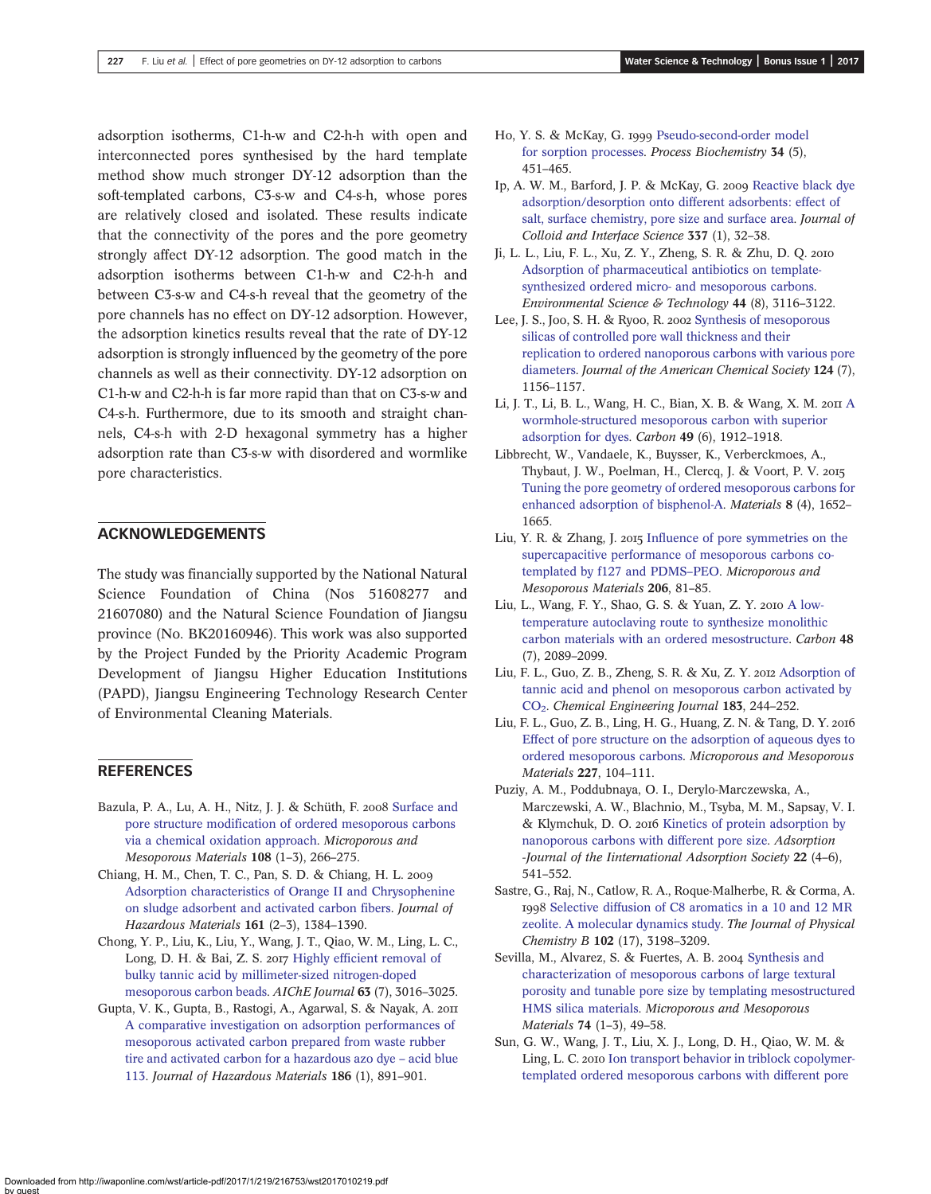adsorption isotherms, C1-h-w and C2-h-h with open and interconnected pores synthesised by the hard template method show much stronger DY-12 adsorption than the soft-templated carbons, C3-s-w and C4-s-h, whose pores are relatively closed and isolated. These results indicate that the connectivity of the pores and the pore geometry strongly affect DY-12 adsorption. The good match in the adsorption isotherms between C1-h-w and C2-h-h and between C3-s-w and C4-s-h reveal that the geometry of the pore channels has no effect on DY-12 adsorption. However, the adsorption kinetics results reveal that the rate of DY-12 adsorption is strongly influenced by the geometry of the pore channels as well as their connectivity. DY-12 adsorption on C1-h-w and C2-h-h is far more rapid than that on C3-s-w and C4-s-h. Furthermore, due to its smooth and straight channels, C4-s-h with 2-D hexagonal symmetry has a higher adsorption rate than C3-s-w with disordered and wormlike pore characteristics.

## ACKNOWLEDGEMENTS

The study was financially supported by the National Natural Science Foundation of China (Nos 51608277 and 21607080) and the Natural Science Foundation of Jiangsu province (No. BK20160946). This work was also supported by the Project Funded by the Priority Academic Program Development of Jiangsu Higher Education Institutions (PAPD), Jiangsu Engineering Technology Research Center of Environmental Cleaning Materials.

## REFERENCES

Bazula, P. A., Lu, A. H., Nitz, J. J. & Schüth, F. 2008 Surface and pore structure modification of ordered mesoporous carbons via a chemical oxidation approach. *Microporous and Mesoporous Materials* **108** (1–3), 266–275.

Chiang, H. M., Chen, T. C., Pan, S. D. & Chiang, H. L. 2009 Adsorption characteristics of Orange II and Chrysophenine on sludge adsorbent and activated carbon fibers. *Journal of Hazardous Materials* **161** (2–3), 1384–1390.

Chong, Y. P., Liu, K., Liu, Y., Wang, J. T., Qiao, W. M., Ling, L. C., Long, D. H. & Bai, Z. S. 2017 Highly efficient removal of bulky tannic acid by millimeter-sized nitrogen-doped mesoporous carbon beads. *AIChE Journal* **63** (7), 3016–3025.

Gupta, V. K., Gupta, B., Rastogi, A., Agarwal, S. & Nayak, A. 2011 A comparative investigation on adsorption performances of mesoporous activated carbon prepared from waste rubber tire and activated carbon for a hazardous azo dye – acid blue 113. *Journal of Hazardous Materials* **186** (1), 891–901.

Ho, Y. S. & McKay, G. 1999 Pseudo-second-order model for sorption processes. *Process Biochemistry* **34** (5), 451–465.

Ip, A. W. M., Barford, J. P. & McKay, G. 2009 Reactive black dye adsorption/desorption onto different adsorbents: effect of salt, surface chemistry, pore size and surface area. *Journal of Colloid and Interface Science* **337** (1), 32–38.

Ji, L. L., Liu, F. L., Xu, Z. Y., Zheng, S. R. & Zhu, D. Q. 2010 Adsorption of pharmaceutical antibiotics on template-synthesized ordered micro- and mesoporous carbons. *Environmental Science & Technology* **44** (8), 3116–3122.

Lee, J. S., Joo, S. H. & Ryoo, R. 2002 Synthesis of mesoporous silicas of controlled pore wall thickness and their replication to ordered nanoporous carbons with various pore diameters. *Journal of the American Chemical Society* **124** (7), 1156–1157.

Li, J. T., Li, B. L., Wang, H. C., Bian, X. B. & Wang, X. M. 2011 A wormhole-structured mesoporous carbon with superior adsorption for dyes. *Carbon* **49** (6), 1912–1918.

Libbrecht, W., Vandaele, K., Buysser, K., Verberckmoes, A., Thybaut, J. W., Poelman, H., Clercq, J. & Voort, P. V. 2015 Tuning the pore geometry of ordered mesoporous carbons for enhanced adsorption of bisphenol-A. *Materials* **8** (4), 1652–1665.

Liu, Y. R. & Zhang, J. 2015 Influence of pore symmetries on the supercapacitive performance of mesoporous carbons co-templated by f127 and PDMS–PEO. *Microporous and Mesoporous Materials* **206**, 81–85.

Liu, L., Wang, F. Y., Shao, G. S. & Yuan, Z. Y. 2010 A low-temperature autoclaving route to synthesize monolithic carbon materials with an ordered mesostructure. *Carbon* **48** (7), 2089–2099.

Liu, F. L., Guo, Z. B., Zheng, S. R. & Xu, Z. Y. 2012 Adsorption of tannic acid and phenol on mesoporous carbon activated by $CO_2$. *Chemical Engineering Journal* **183**, 244–252.

Liu, F. L., Guo, Z. B., Ling, H. G., Huang, Z. N. & Tang, D. Y. 2016 Effect of pore structure on the adsorption of aqueous dyes to ordered mesoporous carbons. *Microporous and Mesoporous Materials* **227**, 104–111.

Puziy, A. M., Poddubnaya, O. I., Derylo-Marczewska, A., Marczewski, A. W., Blachnio, M., Tsyba, M. M., Sapsay, V. I. & Klymchuk, D. O. 2016 Kinetics of protein adsorption by nanoporous carbons with different pore size. *Adsorption -Journal of the Iinternational Adsorption Society* **22** (4–6), 541–552.

Sastre, G., Raj, N., Catlow, R. A., Roque-Malherbe, R. & Corma, A. 1998 Selective diffusion of C8 aromatics in a 10 and 12 MR zeolite. A molecular dynamics study. *The Journal of Physical Chemistry B* **102** (17), 3198–3209.

Sevilla, M., Alvarez, S. & Fuertes, A. B. 2004 Synthesis and characterization of mesoporous carbons of large textural porosity and tunable pore size by templating mesostructured HMS silica materials. *Microporous and Mesoporous Materials* **74** (1–3), 49–58.

Sun, G. W., Wang, J. T., Liu, X. J., Long, D. H., Qiao, W. M. & Ling, L. C. 2010 Ion transport behavior in triblock copolymer-templated ordered mesoporous carbons with different pore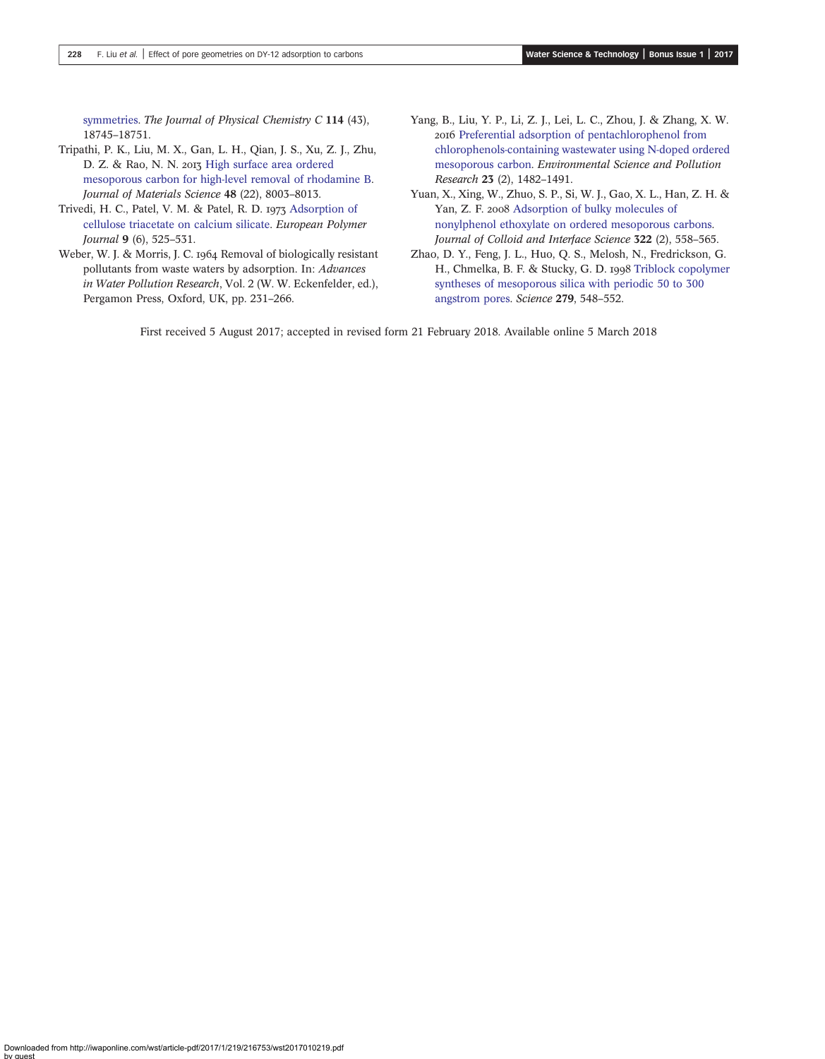symmetries. *The Journal of Physical Chemistry C* **114** (43), 18745–18751.

Tripathi, P. K., Liu, M. X., Gan, L. H., Qian, J. S., Xu, Z. J., Zhu, D. Z. & Rao, N. N. 2013 High surface area ordered mesoporous carbon for high-level removal of rhodamine B. *Journal of Materials Science* **48** (22), 8003–8013.

Trivedi, H. C., Patel, V. M. & Patel, R. D. 1973 Adsorption of cellulose triacetate on calcium silicate. *European Polymer Journal* **9** (6), 525–531.

Weber, W. J. & Morris, J. C. 1964 Removal of biologically resistant pollutants from waste waters by adsorption. In: *Advances in Water Pollution Research*, Vol. 2 (W. W. Eckenfelder, ed.), Pergamon Press, Oxford, UK, pp. 231–266.

Yang, B., Liu, Y. P., Li, Z. J., Lei, L. C., Zhou, J. & Zhang, X. W. 2016 Preferential adsorption of pentachlorophenol from chlorophenols-containing wastewater using N-doped ordered mesoporous carbon. *Environmental Science and Pollution Research* **23** (2), 1482–1491.

Yuan, X., Xing, W., Zhuo, S. P., Si, W. J., Gao, X. L., Han, Z. H. & Yan, Z. F. 2008 Adsorption of bulky molecules of nonylphenol ethoxylate on ordered mesoporous carbons. *Journal of Colloid and Interface Science* **322** (2), 558–565.

Zhao, D. Y., Feng, J. L., Huo, Q. S., Melosh, N., Fredrickson, G. H., Chmelka, B. F. & Stucky, G. D. 1998 Triblock copolymer syntheses of mesoporous silica with periodic 50 to 300 angstrom pores. *Science* **279**, 548–552.

First received 5 August 2017; accepted in revised form 21 February 2018. Available online 5 March 2018